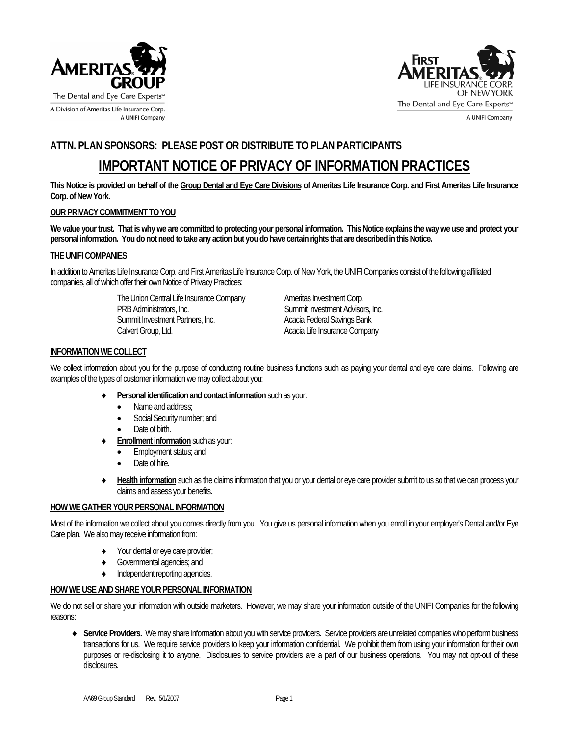AMERITAS GROUP
The Dental and Eye Care Experts℠
A Division of Ameritas Life Insurance Corp.
A UNIFI Company

FIRST AMERITAS LIFE INSURANCE CORP. OF NEW YORK
The Dental and Eye Care Experts℠
A UNIFI Company

## ATTN. PLAN SPONSORS: PLEASE POST OR DISTRIBUTE TO PLAN PARTICIPANTS

# IMPORTANT NOTICE OF PRIVACY OF INFORMATION PRACTICES

**This Notice is provided on behalf of the Group Dental and Eye Care Divisions of Ameritas Life Insurance Corp. and First Ameritas Life Insurance Corp. of New York.**

### OUR PRIVACY COMMITMENT TO YOU

**We value your trust. That is why we are committed to protecting your personal information. This Notice explains the way we use and protect your personal information. You do not need to take any action but you do have certain rights that are described in this Notice.**

### THE UNIFI COMPANIES

In addition to Ameritas Life Insurance Corp. and First Ameritas Life Insurance Corp. of New York, the UNIFI Companies consist of the following affiliated companies, all of which offer their own Notice of Privacy Practices:

- The Union Central Life Insurance Company
- PRB Administrators, Inc.
- Summit Investment Partners, Inc.
- Calvert Group, Ltd.
- Ameritas Investment Corp.
- Summit Investment Advisors, Inc.
- Acacia Federal Savings Bank
- Acacia Life Insurance Company

### INFORMATION WE COLLECT

We collect information about you for the purpose of conducting routine business functions such as paying your dental and eye care claims. Following are examples of the types of customer information we may collect about you:

- **Personal identification and contact information** such as your:
  - Name and address;
  - Social Security number; and
  - Date of birth.
- **Enrollment information** such as your:
  - Employment status; and
  - Date of hire.
- **Health information** such as the claims information that you or your dental or eye care provider submit to us so that we can process your claims and assess your benefits.

### HOW WE GATHER YOUR PERSONAL INFORMATION

Most of the information we collect about you comes directly from you. You give us personal information when you enroll in your employer's Dental and/or Eye Care plan. We also may receive information from:

- Your dental or eye care provider;
- Governmental agencies; and
- Independent reporting agencies.

### HOW WE USE AND SHARE YOUR PERSONAL INFORMATION

We do not sell or share your information with outside marketers. However, we may share your information outside of the UNIFI Companies for the following reasons:

- **Service Providers.** We may share information about you with service providers. Service providers are unrelated companies who perform business transactions for us. We require service providers to keep your information confidential. We prohibit them from using your information for their own purposes or re-disclosing it to anyone. Disclosures to service providers are a part of our business operations. You may not opt-out of these disclosures.

AA69 Group Standard Rev. 5/1/2007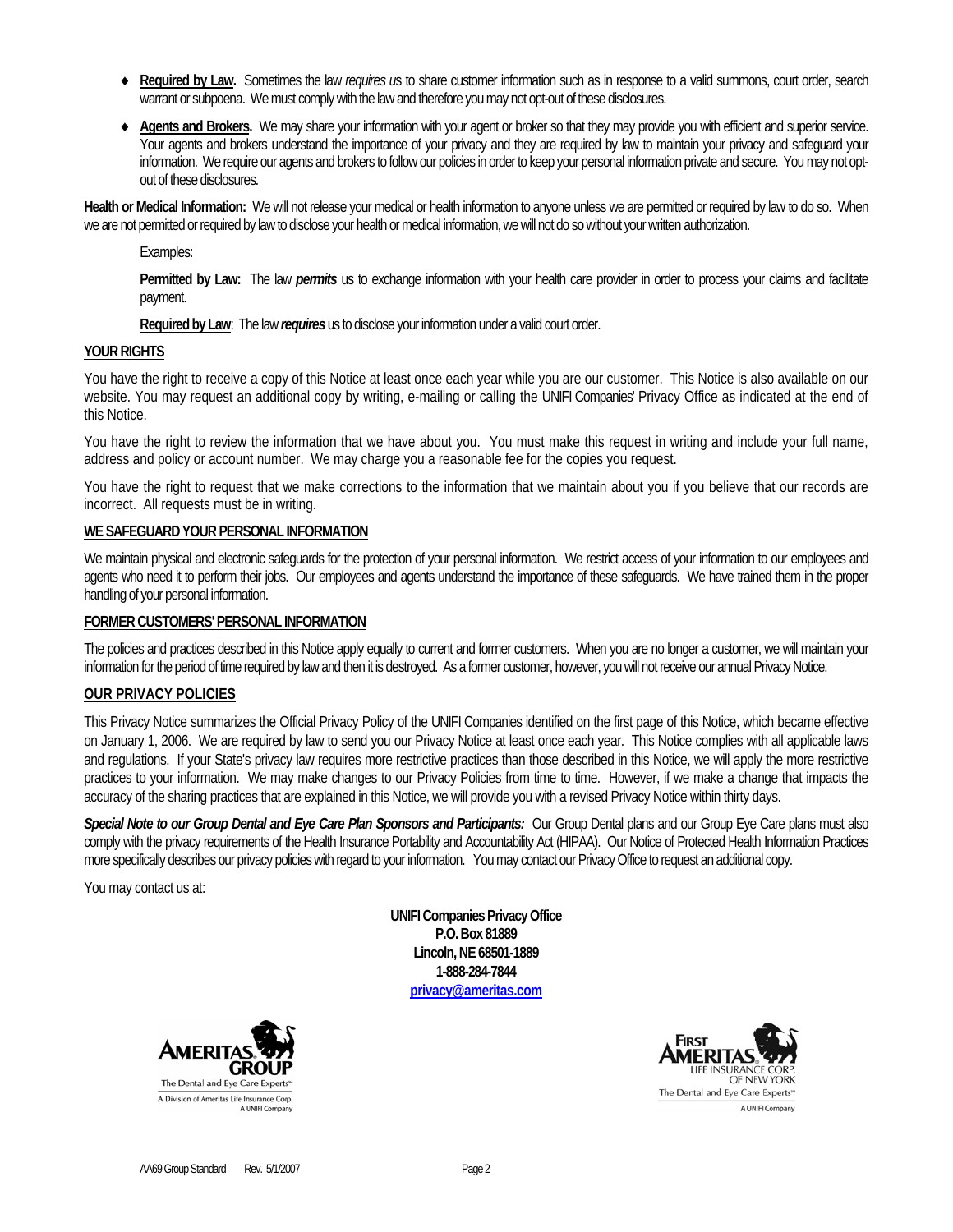- **Required by Law.** Sometimes the law *requires us* to share customer information such as in response to a valid summons, court order, search warrant or subpoena. We must comply with the law and therefore you may not opt-out of these disclosures.
- **Agents and Brokers.** We may share your information with your agent or broker so that they may provide you with efficient and superior service. Your agents and brokers understand the importance of your privacy and they are required by law to maintain your privacy and safeguard your information. We require our agents and brokers to follow our policies in order to keep your personal information private and secure. You may not opt-out of these disclosures.

**Health or Medical Information:** We will not release your medical or health information to anyone unless we are permitted or required by law to do so. When we are not permitted or required by law to disclose your health or medical information, we will not do so without your written authorization.

Examples:

**Permitted by Law:** The law ***permits*** us to exchange information with your health care provider in order to process your claims and facilitate payment.

**Required by Law**: The law ***requires*** us to disclose your information under a valid court order.

**YOUR RIGHTS**

You have the right to receive a copy of this Notice at least once each year while you are our customer. This Notice is also available on our website. You may request an additional copy by writing, e-mailing or calling the UNIFI Companies' Privacy Office as indicated at the end of this Notice.

You have the right to review the information that we have about you. You must make this request in writing and include your full name, address and policy or account number. We may charge you a reasonable fee for the copies you request.

You have the right to request that we make corrections to the information that we maintain about you if you believe that our records are incorrect. All requests must be in writing.

**WE SAFEGUARD YOUR PERSONAL INFORMATION**

We maintain physical and electronic safeguards for the protection of your personal information. We restrict access of your information to our employees and agents who need it to perform their jobs. Our employees and agents understand the importance of these safeguards. We have trained them in the proper handling of your personal information.

**FORMER CUSTOMERS' PERSONAL INFORMATION**

The policies and practices described in this Notice apply equally to current and former customers. When you are no longer a customer, we will maintain your information for the period of time required by law and then it is destroyed. As a former customer, however, you will not receive our annual Privacy Notice.

**OUR PRIVACY POLICIES**

This Privacy Notice summarizes the Official Privacy Policy of the UNIFI Companies identified on the first page of this Notice, which became effective on January 1, 2006. We are required by law to send you our Privacy Notice at least once each year. This Notice complies with all applicable laws and regulations. If your State's privacy law requires more restrictive practices than those described in this Notice, we will apply the more restrictive practices to your information. We may make changes to our Privacy Policies from time to time. However, if we make a change that impacts the accuracy of the sharing practices that are explained in this Notice, we will provide you with a revised Privacy Notice within thirty days.

***Special Note to our Group Dental and Eye Care Plan Sponsors and Participants:*** Our Group Dental plans and our Group Eye Care plans must also comply with the privacy requirements of the Health Insurance Portability and Accountability Act (HIPAA). Our Notice of Protected Health Information Practices more specifically describes our privacy policies with regard to your information. You may contact our Privacy Office to request an additional copy.

You may contact us at:

**UNIFI Companies Privacy Office**
**P.O. Box 81889**
**Lincoln, NE 68501-1889**
**1-888-284-7844**
**privacy@ameritas.com**

AMERITAS GROUP
The Dental and Eye Care Experts℠
A Division of Ameritas Life Insurance Corp.
A UNIFI Company

FIRST AMERITAS LIFE INSURANCE CORP. OF NEW YORK
The Dental and Eye Care Experts℠
A UNIFI Company

AA69 Group Standard Rev. 5/1/2007